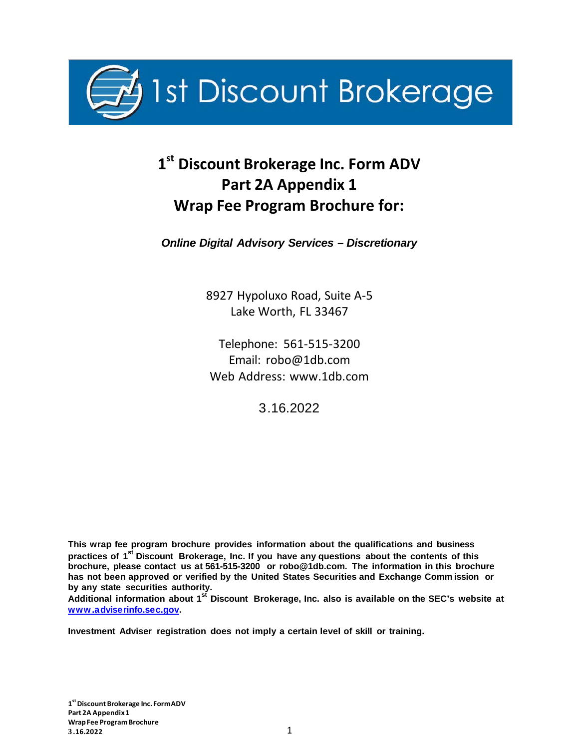1st Discount Brokerage

# 1[st] Discount Brokerage Inc. Form ADV Part 2A Appendix 1 Wrap Fee Program Brochure for:

***Online Digital Advisory Services – Discretionary***

8927 Hypoluxo Road, Suite A-5
Lake Worth, FL 33467

Telephone: 561-515-3200
Email: robo@1db.com
Web Address: www.1db.com

3.16.2022

**This wrap fee program brochure provides information about the qualifications and business practices of 1[st] Discount Brokerage, Inc. If you have any questions about the contents of this brochure, please contact us at 561-515-3200 or robo@1db.com. The information in this brochure has not been approved or verified by the United States Securities and Exchange Commission or by any state securities authority.**
**Additional information about 1[st] Discount Brokerage, Inc. also is available on the SEC's website at www.adviserinfo.sec.gov.**

**Investment Adviser registration does not imply a certain level of skill or training.**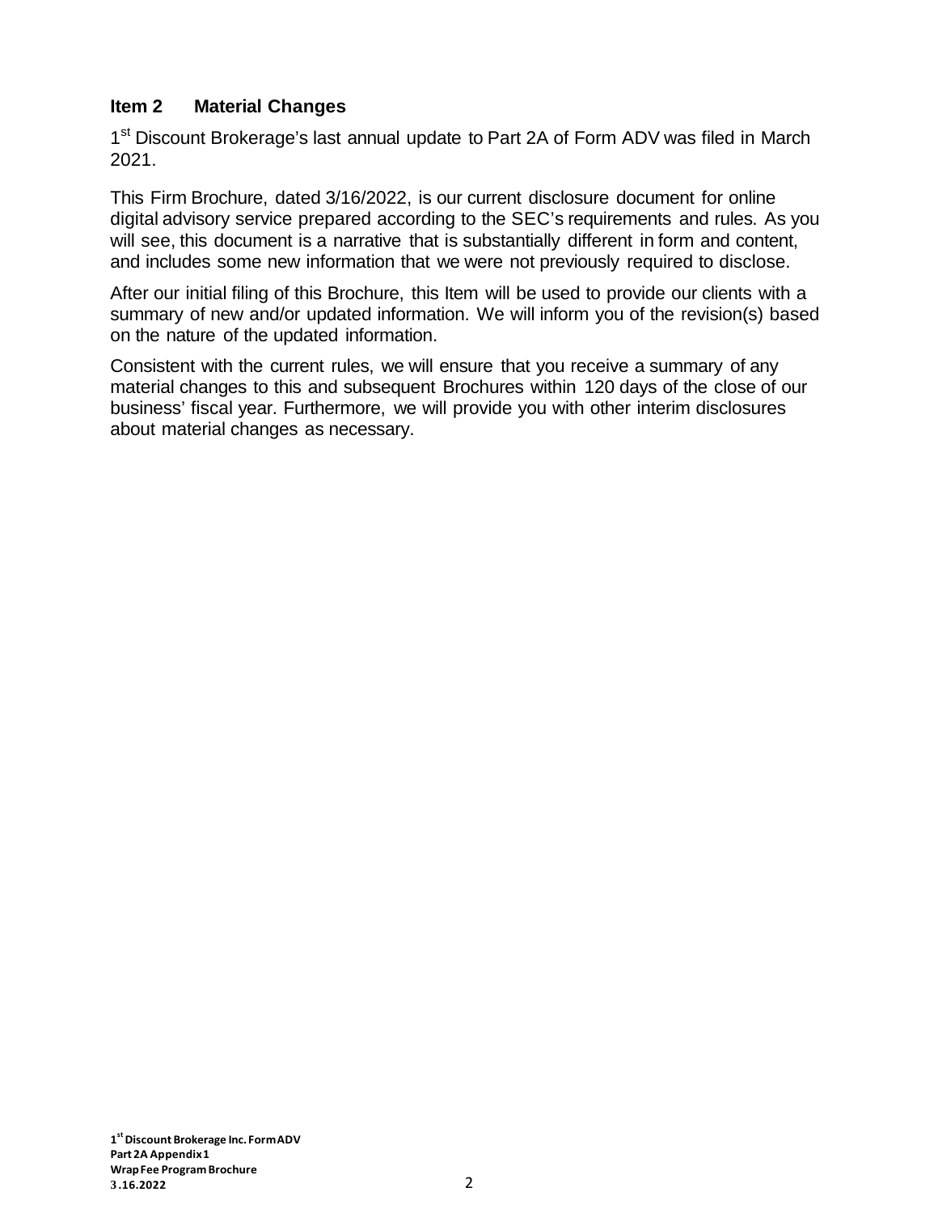## Item 2 Material Changes

1st Discount Brokerage's last annual update to Part 2A of Form ADV was filed in March 2021.

This Firm Brochure, dated 3/16/2022, is our current disclosure document for online digital advisory service prepared according to the SEC's requirements and rules. As you will see, this document is a narrative that is substantially different in form and content, and includes some new information that we were not previously required to disclose.

After our initial filing of this Brochure, this Item will be used to provide our clients with a summary of new and/or updated information. We will inform you of the revision(s) based on the nature of the updated information.

Consistent with the current rules, we will ensure that you receive a summary of any material changes to this and subsequent Brochures within 120 days of the close of our business' fiscal year. Furthermore, we will provide you with other interim disclosures about material changes as necessary.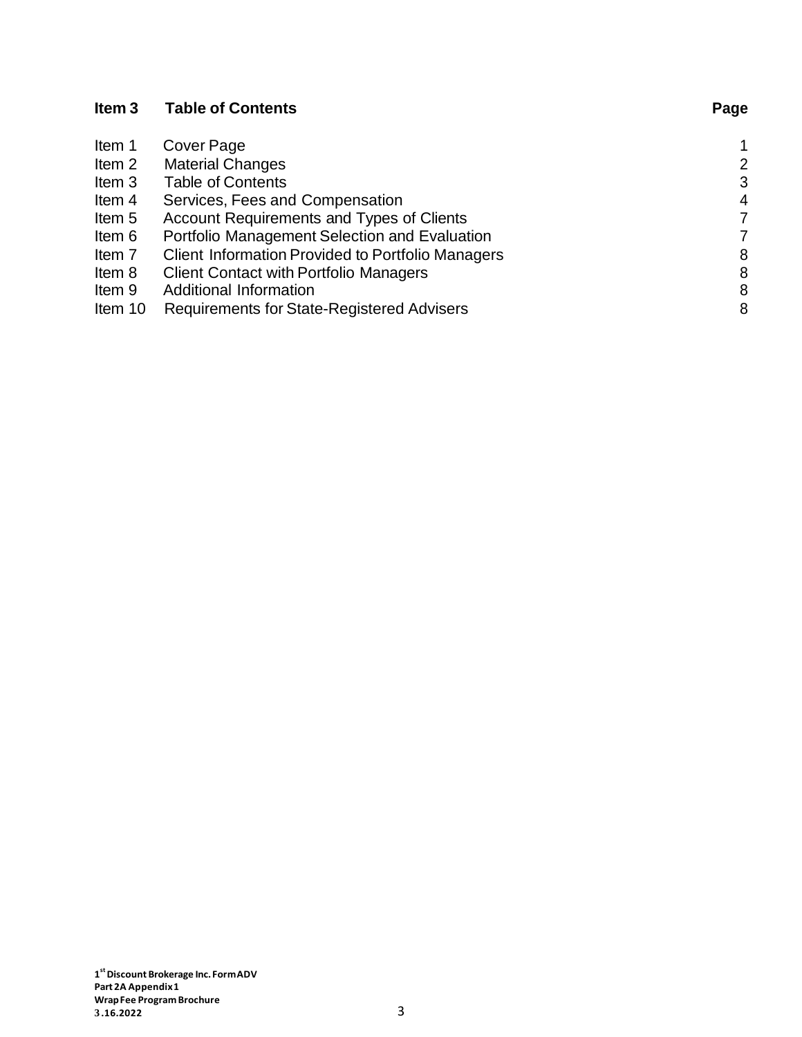## Item 3 Table of Contents

| | | Page |
|---|---|---|
| Item 1 | Cover Page | 1 |
| Item 2 | Material Changes | 2 |
| Item 3 | Table of Contents | 3 |
| Item 4 | Services, Fees and Compensation | 4 |
| Item 5 | Account Requirements and Types of Clients | 7 |
| Item 6 | Portfolio Management Selection and Evaluation | 7 |
| Item 7 | Client Information Provided to Portfolio Managers | 8 |
| Item 8 | Client Contact with Portfolio Managers | 8 |
| Item 9 | Additional Information | 8 |
| Item 10 | Requirements for State-Registered Advisers | 8 |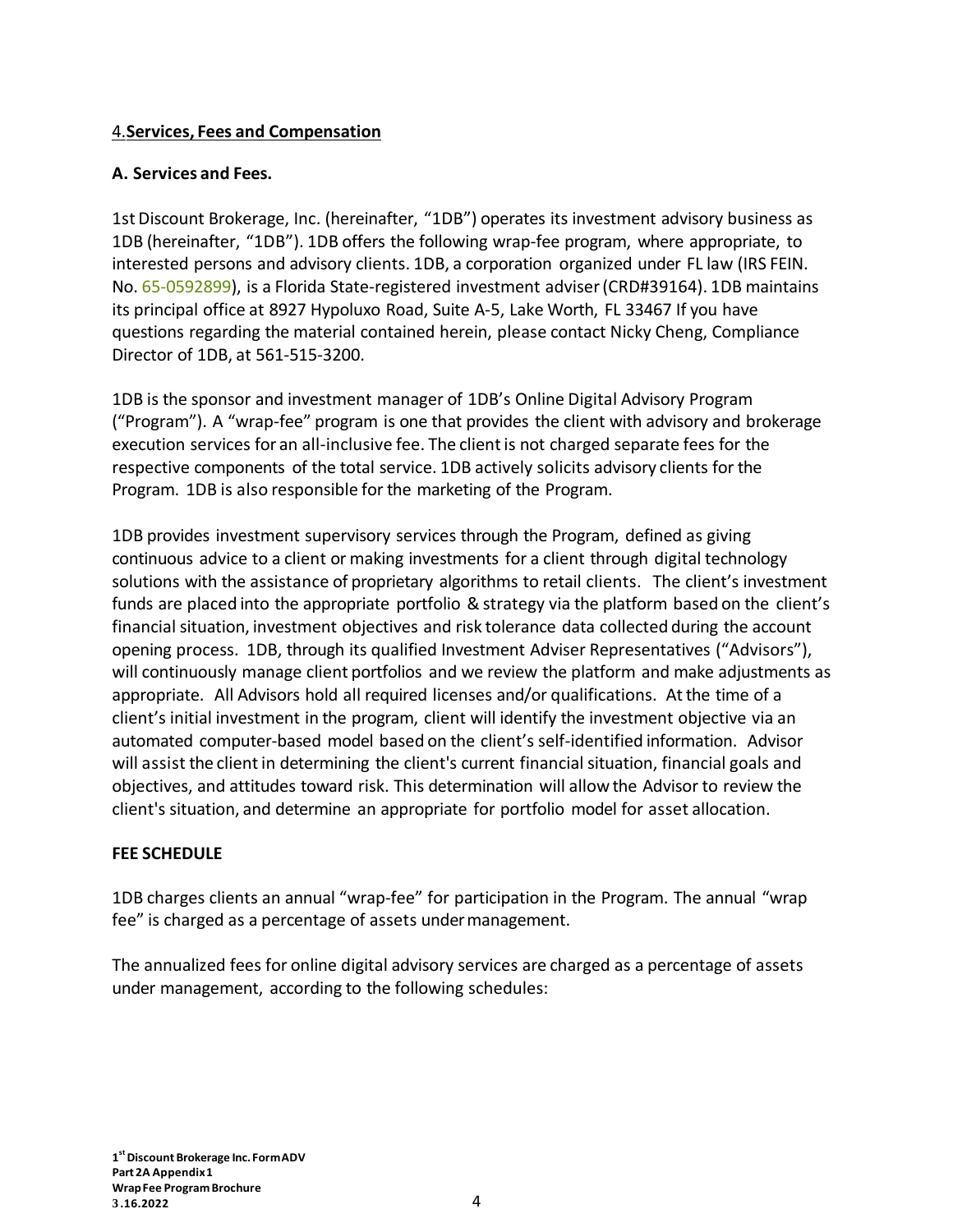## 4. **Services, Fees and Compensation**

### A. Services and Fees.

1st Discount Brokerage, Inc. (hereinafter, "1DB") operates its investment advisory business as 1DB (hereinafter, "1DB"). 1DB offers the following wrap-fee program, where appropriate, to interested persons and advisory clients. 1DB, a corporation organized under FL law (IRS FEIN. No. 65-0592899), is a Florida State-registered investment adviser (CRD#39164). 1DB maintains its principal office at 8927 Hypoluxo Road, Suite A-5, Lake Worth, FL 33467 If you have questions regarding the material contained herein, please contact Nicky Cheng, Compliance Director of 1DB, at 561-515-3200.

1DB is the sponsor and investment manager of 1DB's Online Digital Advisory Program ("Program"). A "wrap-fee" program is one that provides the client with advisory and brokerage execution services for an all-inclusive fee. The client is not charged separate fees for the respective components of the total service. 1DB actively solicits advisory clients for the Program. 1DB is also responsible for the marketing of the Program.

1DB provides investment supervisory services through the Program, defined as giving continuous advice to a client or making investments for a client through digital technology solutions with the assistance of proprietary algorithms to retail clients. The client's investment funds are placed into the appropriate portfolio & strategy via the platform based on the client's financial situation, investment objectives and risk tolerance data collected during the account opening process. 1DB, through its qualified Investment Adviser Representatives ("Advisors"), will continuously manage client portfolios and we review the platform and make adjustments as appropriate. All Advisors hold all required licenses and/or qualifications. At the time of a client's initial investment in the program, client will identify the investment objective via an automated computer-based model based on the client's self-identified information. Advisor will assist the client in determining the client's current financial situation, financial goals and objectives, and attitudes toward risk. This determination will allow the Advisor to review the client's situation, and determine an appropriate for portfolio model for asset allocation.

**FEE SCHEDULE**

1DB charges clients an annual "wrap-fee" for participation in the Program. The annual "wrap fee" is charged as a percentage of assets under management.

The annualized fees for online digital advisory services are charged as a percentage of assets under management, according to the following schedules: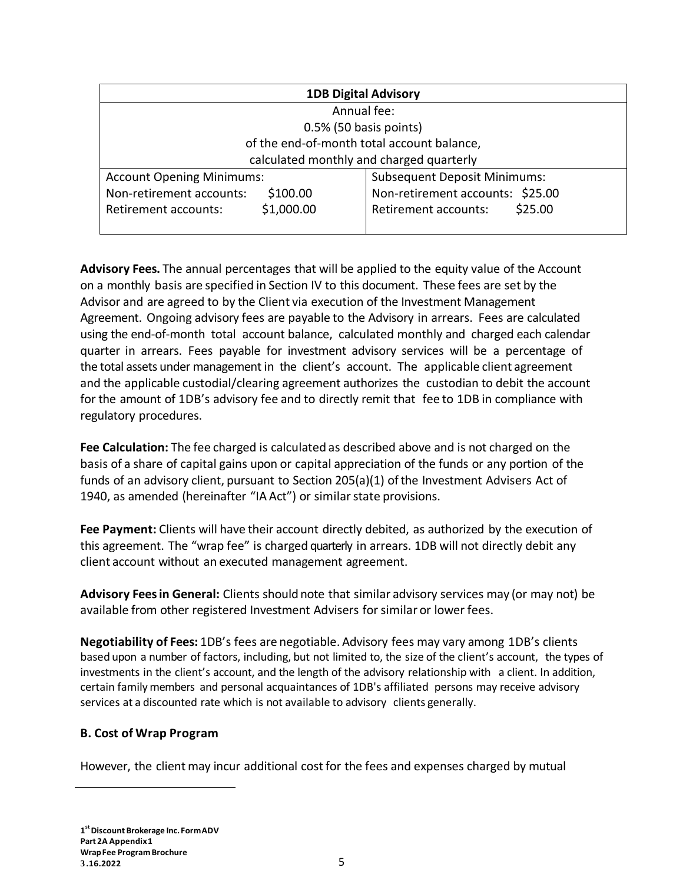| 1DB Digital Advisory | |
|---|---|
| Annual fee:<br>0.5% (50 basis points)<br>of the end-of-month total account balance,<br>calculated monthly and charged quarterly | |
| Account Opening Minimums:<br>Non-retirement accounts: $100.00<br>Retirement accounts: $1,000.00 | Subsequent Deposit Minimums:<br>Non-retirement accounts: $25.00<br>Retirement accounts: $25.00 |

**Advisory Fees.** The annual percentages that will be applied to the equity value of the Account on a monthly basis are specified in Section IV to this document. These fees are set by the Advisor and are agreed to by the Client via execution of the Investment Management Agreement. Ongoing advisory fees are payable to the Advisory in arrears. Fees are calculated using the end-of-month total account balance, calculated monthly and charged each calendar quarter in arrears. Fees payable for investment advisory services will be a percentage of the total assets under management in the client's account. The applicable client agreement and the applicable custodial/clearing agreement authorizes the custodian to debit the account for the amount of 1DB's advisory fee and to directly remit that fee to 1DB in compliance with regulatory procedures.

**Fee Calculation:** The fee charged is calculated as described above and is not charged on the basis of a share of capital gains upon or capital appreciation of the funds or any portion of the funds of an advisory client, pursuant to Section 205(a)(1) of the Investment Advisers Act of 1940, as amended (hereinafter "IA Act") or similar state provisions.

**Fee Payment:** Clients will have their account directly debited, as authorized by the execution of this agreement. The "wrap fee" is charged quarterly in arrears. 1DB will not directly debit any client account without an executed management agreement.

**Advisory Fees in General:** Clients should note that similar advisory services may (or may not) be available from other registered Investment Advisers for similar or lower fees.

**Negotiability of Fees:** 1DB's fees are negotiable. Advisory fees may vary among 1DB's clients based upon a number of factors, including, but not limited to, the size of the client's account, the types of investments in the client's account, and the length of the advisory relationship with a client. In addition, certain family members and personal acquaintances of 1DB's affiliated persons may receive advisory services at a discounted rate which is not available to advisory clients generally.

**B. Cost of Wrap Program**

However, the client may incur additional cost for the fees and expenses charged by mutual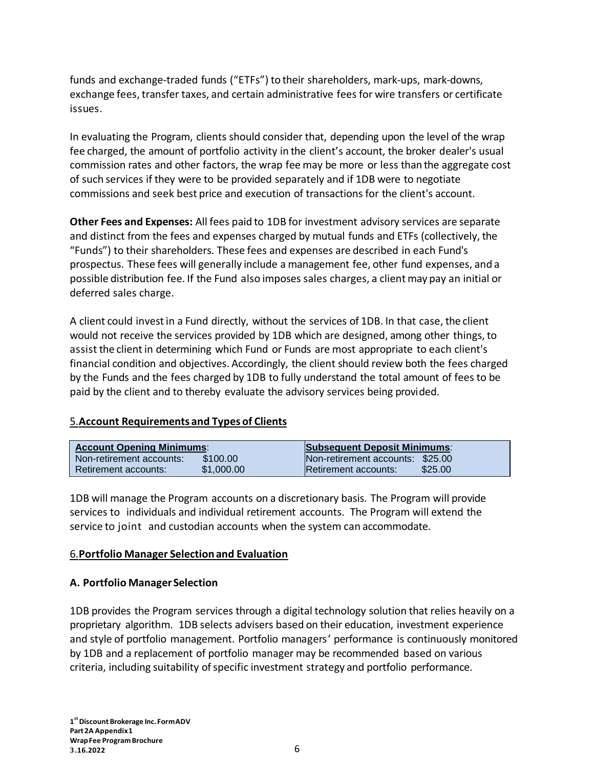funds and exchange-traded funds ("ETFs") to their shareholders, mark-ups, mark-downs, exchange fees, transfer taxes, and certain administrative fees for wire transfers or certificate issues.

In evaluating the Program, clients should consider that, depending upon the level of the wrap fee charged, the amount of portfolio activity in the client's account, the broker dealer's usual commission rates and other factors, the wrap fee may be more or less than the aggregate cost of such services if they were to be provided separately and if 1DB were to negotiate commissions and seek best price and execution of transactions for the client's account.

**Other Fees and Expenses:** All fees paid to 1DB for investment advisory services are separate and distinct from the fees and expenses charged by mutual funds and ETFs (collectively, the "Funds") to their shareholders. These fees and expenses are described in each Fund's prospectus. These fees will generally include a management fee, other fund expenses, and a possible distribution fee. If the Fund also imposes sales charges, a client may pay an initial or deferred sales charge.

A client could invest in a Fund directly, without the services of 1DB. In that case, the client would not receive the services provided by 1DB which are designed, among other things, to assist the client in determining which Fund or Funds are most appropriate to each client's financial condition and objectives. Accordingly, the client should review both the fees charged by the Funds and the fees charged by 1DB to fully understand the total amount of fees to be paid by the client and to thereby evaluate the advisory services being provided.

## 5. Account Requirements and Types of Clients

| Account Opening Minimums: | | Subsequent Deposit Minimums: | |
|---|---|---|---|
| Non-retirement accounts: | $100.00 | Non-retirement accounts: | $25.00 |
| Retirement accounts: | $1,000.00 | Retirement accounts: | $25.00 |

1DB will manage the Program accounts on a discretionary basis. The Program will provide services to individuals and individual retirement accounts. The Program will extend the service to joint and custodian accounts when the system can accommodate.

## 6. Portfolio Manager Selection and Evaluation

### A. Portfolio Manager Selection

1DB provides the Program services through a digital technology solution that relies heavily on a proprietary algorithm. 1DB selects advisers based on their education, investment experience and style of portfolio management. Portfolio managers' performance is continuously monitored by 1DB and a replacement of portfolio manager may be recommended based on various criteria, including suitability of specific investment strategy and portfolio performance.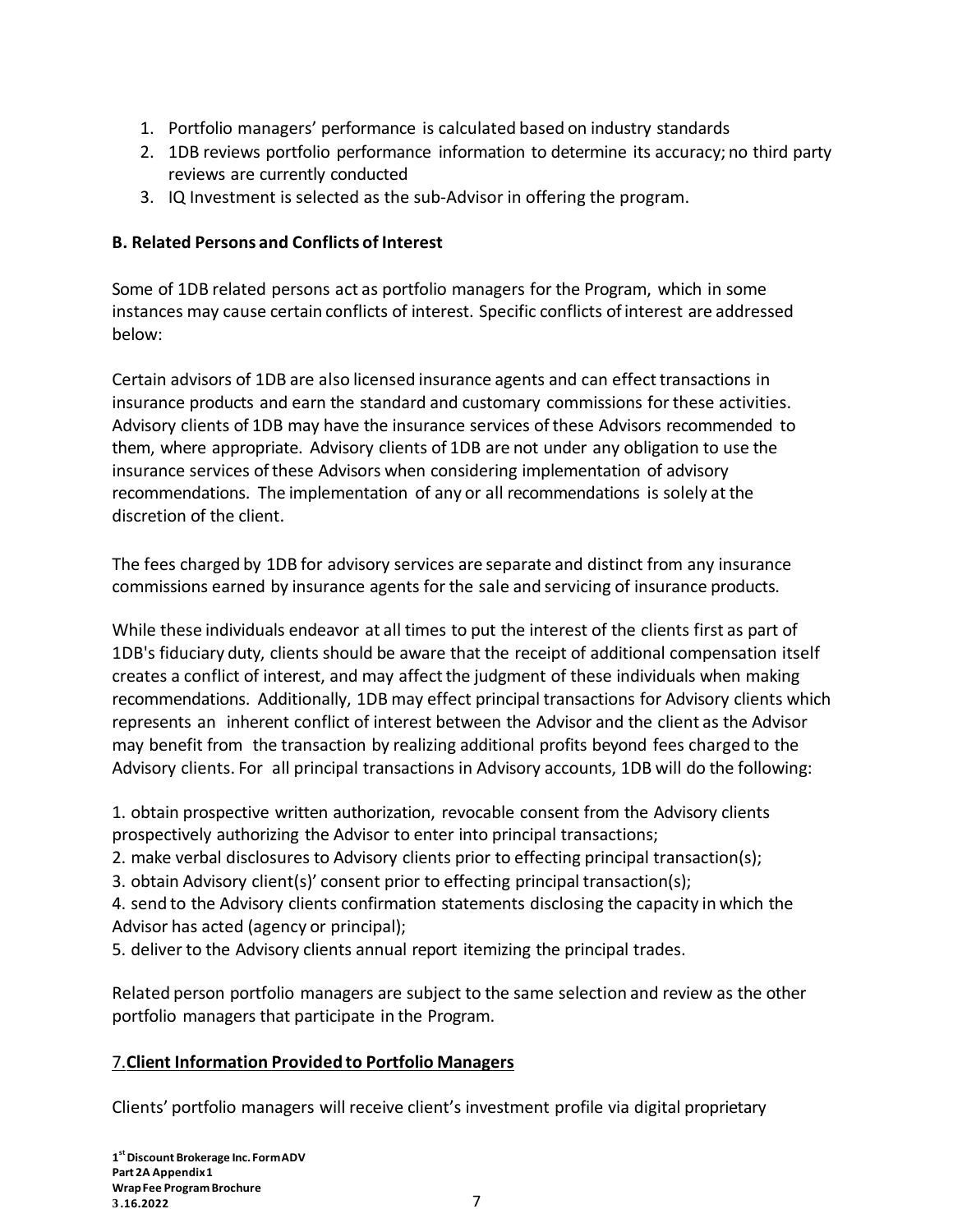1. Portfolio managers' performance is calculated based on industry standards
2. 1DB reviews portfolio performance information to determine its accuracy; no third party reviews are currently conducted
3. IQ Investment is selected as the sub-Advisor in offering the program.

**B. Related Persons and Conflicts of Interest**

Some of 1DB related persons act as portfolio managers for the Program, which in some instances may cause certain conflicts of interest. Specific conflicts of interest are addressed below:

Certain advisors of 1DB are also licensed insurance agents and can effect transactions in insurance products and earn the standard and customary commissions for these activities. Advisory clients of 1DB may have the insurance services of these Advisors recommended to them, where appropriate. Advisory clients of 1DB are not under any obligation to use the insurance services of these Advisors when considering implementation of advisory recommendations. The implementation of any or all recommendations is solely at the discretion of the client.

The fees charged by 1DB for advisory services are separate and distinct from any insurance commissions earned by insurance agents for the sale and servicing of insurance products.

While these individuals endeavor at all times to put the interest of the clients first as part of 1DB's fiduciary duty, clients should be aware that the receipt of additional compensation itself creates a conflict of interest, and may affect the judgment of these individuals when making recommendations. Additionally, 1DB may effect principal transactions for Advisory clients which represents an inherent conflict of interest between the Advisor and the client as the Advisor may benefit from the transaction by realizing additional profits beyond fees charged to the Advisory clients. For all principal transactions in Advisory accounts, 1DB will do the following:

1. obtain prospective written authorization, revocable consent from the Advisory clients prospectively authorizing the Advisor to enter into principal transactions;
2. make verbal disclosures to Advisory clients prior to effecting principal transaction(s);
3. obtain Advisory client(s)' consent prior to effecting principal transaction(s);
4. send to the Advisory clients confirmation statements disclosing the capacity in which the Advisor has acted (agency or principal);
5. deliver to the Advisory clients annual report itemizing the principal trades.

Related person portfolio managers are subject to the same selection and review as the other portfolio managers that participate in the Program.

## 7. **Client Information Provided to Portfolio Managers**

Clients' portfolio managers will receive client's investment profile via digital proprietary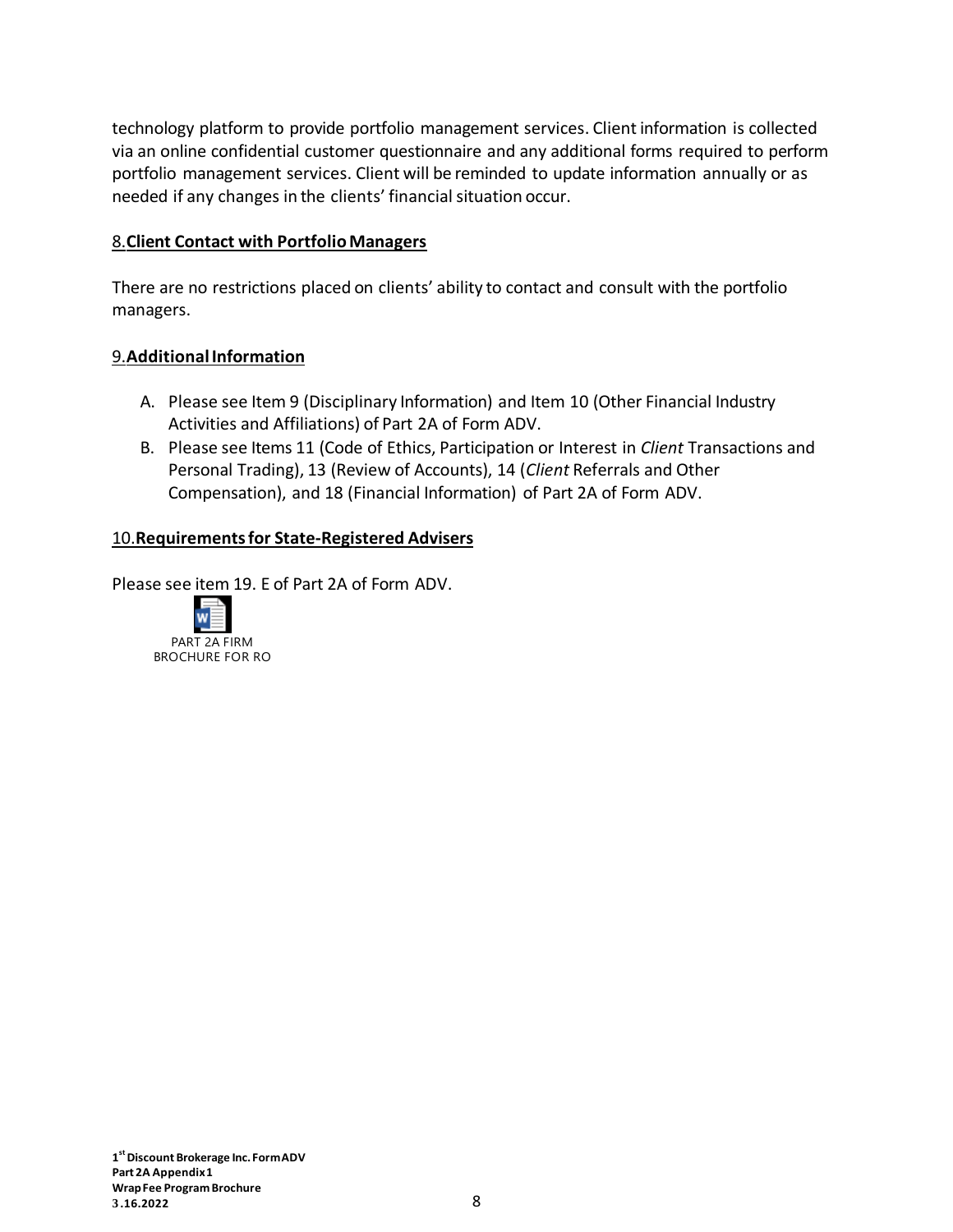technology platform to provide portfolio management services. Client information is collected via an online confidential customer questionnaire and any additional forms required to perform portfolio management services. Client will be reminded to update information annually or as needed if any changes in the clients' financial situation occur.

## 8. **Client Contact with Portfolio Managers**

There are no restrictions placed on clients' ability to contact and consult with the portfolio managers.

## 9. **Additional Information**

A. Please see Item 9 (Disciplinary Information) and Item 10 (Other Financial Industry Activities and Affiliations) of Part 2A of Form ADV.

B. Please see Items 11 (Code of Ethics, Participation or Interest in *Client* Transactions and Personal Trading), 13 (Review of Accounts), 14 (*Client* Referrals and Other Compensation), and 18 (Financial Information) of Part 2A of Form ADV.

## 10. **Requirements for State-Registered Advisers**

Please see item 19. E of Part 2A of Form ADV.

PART 2A FIRM BROCHURE FOR RO